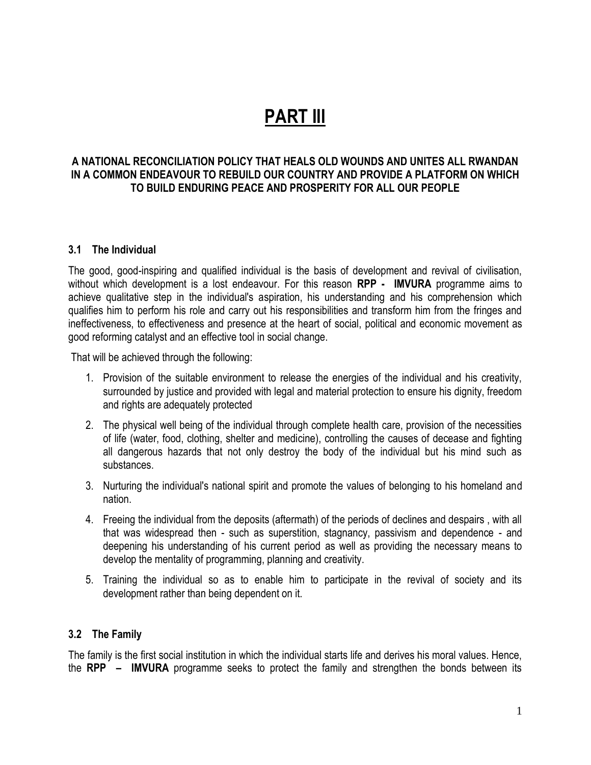# PART III

**A NATIONAL RECONCILIATION POLICY THAT HEALS OLD WOUNDS AND UNITES ALL RWANDAN IN A COMMON ENDEAVOUR TO REBUILD OUR COUNTRY AND PROVIDE A PLATFORM ON WHICH TO BUILD ENDURING PEACE AND PROSPERITY FOR ALL OUR PEOPLE**

### 3.1 The Individual

The good, good-inspiring and qualified individual is the basis of development and revival of civilisation, without which development is a lost endeavour. For this reason **RPP - IMVURA** programme aims to achieve qualitative step in the individual's aspiration, his understanding and his comprehension which qualifies him to perform his role and carry out his responsibilities and transform him from the fringes and ineffectiveness, to effectiveness and presence at the heart of social, political and economic movement as good reforming catalyst and an effective tool in social change.

That will be achieved through the following:

1. Provision of the suitable environment to release the energies of the individual and his creativity, surrounded by justice and provided with legal and material protection to ensure his dignity, freedom and rights are adequately protected
2. The physical well being of the individual through complete health care, provision of the necessities of life (water, food, clothing, shelter and medicine), controlling the causes of decease and fighting all dangerous hazards that not only destroy the body of the individual but his mind such as substances.
3. Nurturing the individual's national spirit and promote the values of belonging to his homeland and nation.
4. Freeing the individual from the deposits (aftermath) of the periods of declines and despairs , with all that was widespread then - such as superstition, stagnancy, passivism and dependence - and deepening his understanding of his current period as well as providing the necessary means to develop the mentality of programming, planning and creativity.
5. Training the individual so as to enable him to participate in the revival of society and its development rather than being dependent on it.

### 3.2 The Family

The family is the first social institution in which the individual starts life and derives his moral values. Hence, the **RPP – IMVURA** programme seeks to protect the family and strengthen the bonds between its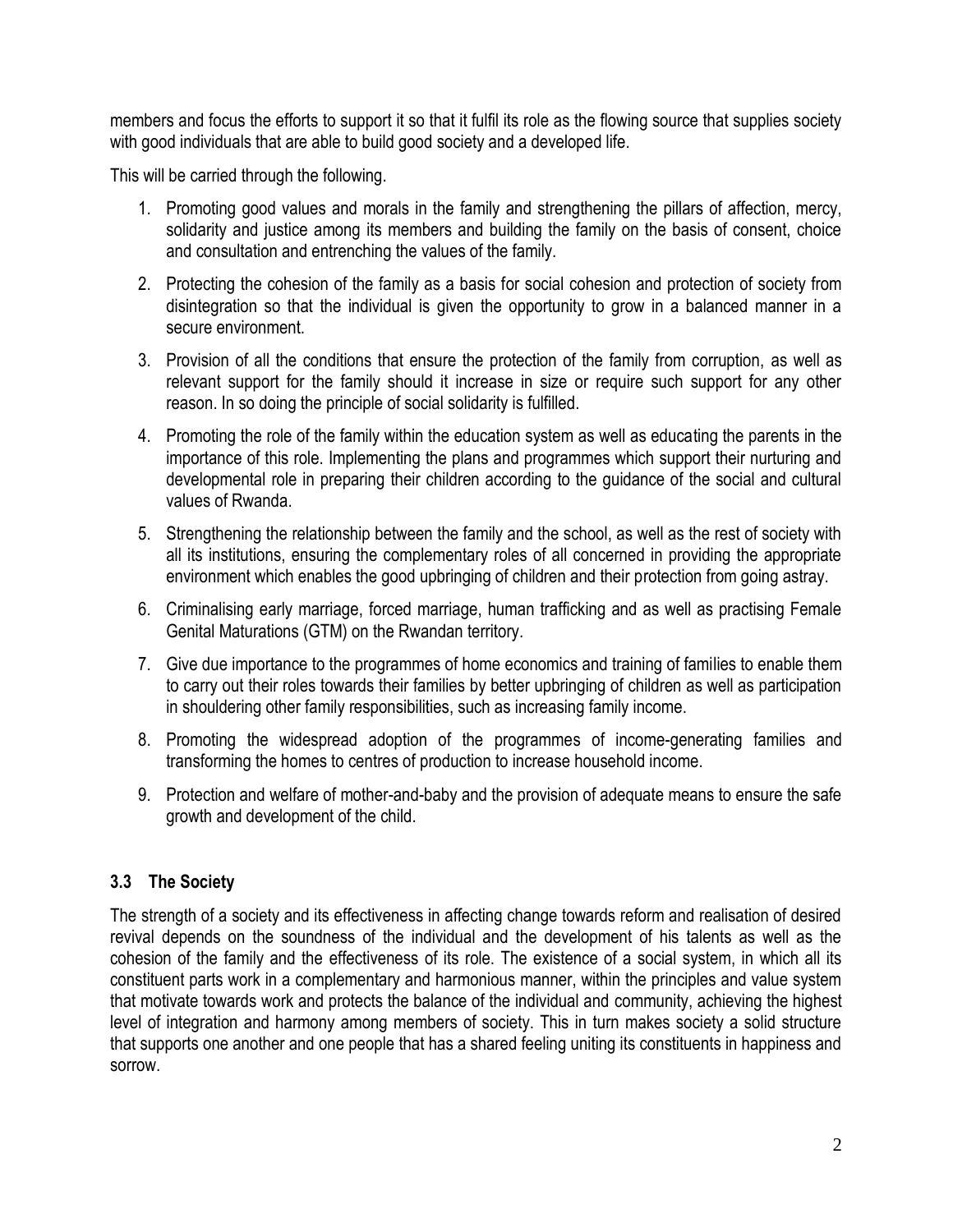members and focus the efforts to support it so that it fulfil its role as the flowing source that supplies society with good individuals that are able to build good society and a developed life.

This will be carried through the following.

1. Promoting good values and morals in the family and strengthening the pillars of affection, mercy, solidarity and justice among its members and building the family on the basis of consent, choice and consultation and entrenching the values of the family.
2. Protecting the cohesion of the family as a basis for social cohesion and protection of society from disintegration so that the individual is given the opportunity to grow in a balanced manner in a secure environment.
3. Provision of all the conditions that ensure the protection of the family from corruption, as well as relevant support for the family should it increase in size or require such support for any other reason. In so doing the principle of social solidarity is fulfilled.
4. Promoting the role of the family within the education system as well as educating the parents in the importance of this role. Implementing the plans and programmes which support their nurturing and developmental role in preparing their children according to the guidance of the social and cultural values of Rwanda.
5. Strengthening the relationship between the family and the school, as well as the rest of society with all its institutions, ensuring the complementary roles of all concerned in providing the appropriate environment which enables the good upbringing of children and their protection from going astray.
6. Criminalising early marriage, forced marriage, human trafficking and as well as practising Female Genital Maturations (GTM) on the Rwandan territory.
7. Give due importance to the programmes of home economics and training of families to enable them to carry out their roles towards their families by better upbringing of children as well as participation in shouldering other family responsibilities, such as increasing family income.
8. Promoting the widespread adoption of the programmes of income-generating families and transforming the homes to centres of production to increase household income.
9. Protection and welfare of mother-and-baby and the provision of adequate means to ensure the safe growth and development of the child.

### 3.3 The Society

The strength of a society and its effectiveness in affecting change towards reform and realisation of desired revival depends on the soundness of the individual and the development of his talents as well as the cohesion of the family and the effectiveness of its role. The existence of a social system, in which all its constituent parts work in a complementary and harmonious manner, within the principles and value system that motivate towards work and protects the balance of the individual and community, achieving the highest level of integration and harmony among members of society. This in turn makes society a solid structure that supports one another and one people that has a shared feeling uniting its constituents in happiness and sorrow.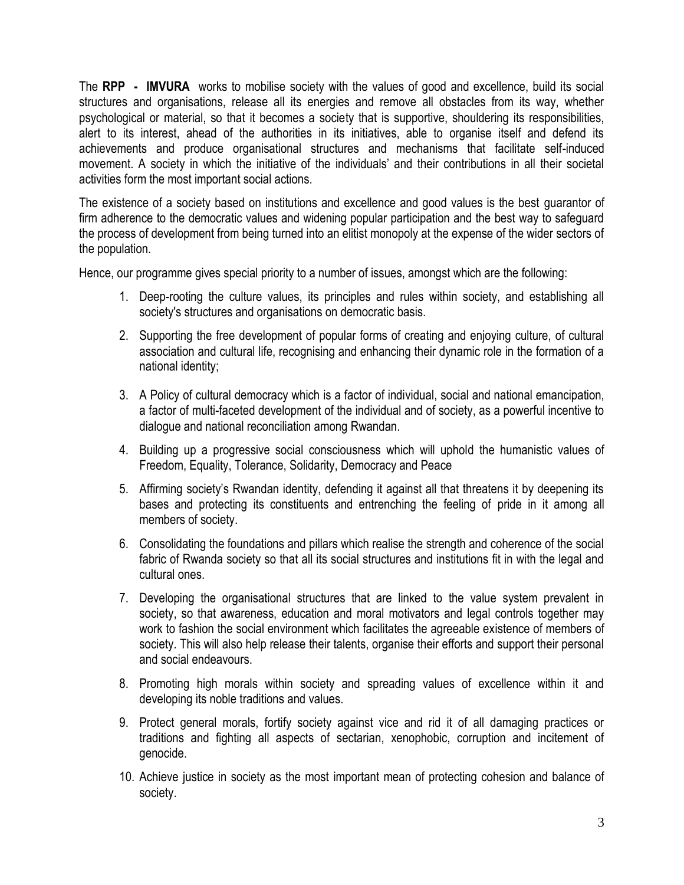The **RPP - IMVURA** works to mobilise society with the values of good and excellence, build its social structures and organisations, release all its energies and remove all obstacles from its way, whether psychological or material, so that it becomes a society that is supportive, shouldering its responsibilities, alert to its interest, ahead of the authorities in its initiatives, able to organise itself and defend its achievements and produce organisational structures and mechanisms that facilitate self-induced movement. A society in which the initiative of the individuals' and their contributions in all their societal activities form the most important social actions.

The existence of a society based on institutions and excellence and good values is the best guarantor of firm adherence to the democratic values and widening popular participation and the best way to safeguard the process of development from being turned into an elitist monopoly at the expense of the wider sectors of the population.

Hence, our programme gives special priority to a number of issues, amongst which are the following:

1. Deep-rooting the culture values, its principles and rules within society, and establishing all society's structures and organisations on democratic basis.
2. Supporting the free development of popular forms of creating and enjoying culture, of cultural association and cultural life, recognising and enhancing their dynamic role in the formation of a national identity;
3. A Policy of cultural democracy which is a factor of individual, social and national emancipation, a factor of multi-faceted development of the individual and of society, as a powerful incentive to dialogue and national reconciliation among Rwandan.
4. Building up a progressive social consciousness which will uphold the humanistic values of Freedom, Equality, Tolerance, Solidarity, Democracy and Peace
5. Affirming society's Rwandan identity, defending it against all that threatens it by deepening its bases and protecting its constituents and entrenching the feeling of pride in it among all members of society.
6. Consolidating the foundations and pillars which realise the strength and coherence of the social fabric of Rwanda society so that all its social structures and institutions fit in with the legal and cultural ones.
7. Developing the organisational structures that are linked to the value system prevalent in society, so that awareness, education and moral motivators and legal controls together may work to fashion the social environment which facilitates the agreeable existence of members of society. This will also help release their talents, organise their efforts and support their personal and social endeavours.
8. Promoting high morals within society and spreading values of excellence within it and developing its noble traditions and values.
9. Protect general morals, fortify society against vice and rid it of all damaging practices or traditions and fighting all aspects of sectarian, xenophobic, corruption and incitement of genocide.
10. Achieve justice in society as the most important mean of protecting cohesion and balance of society.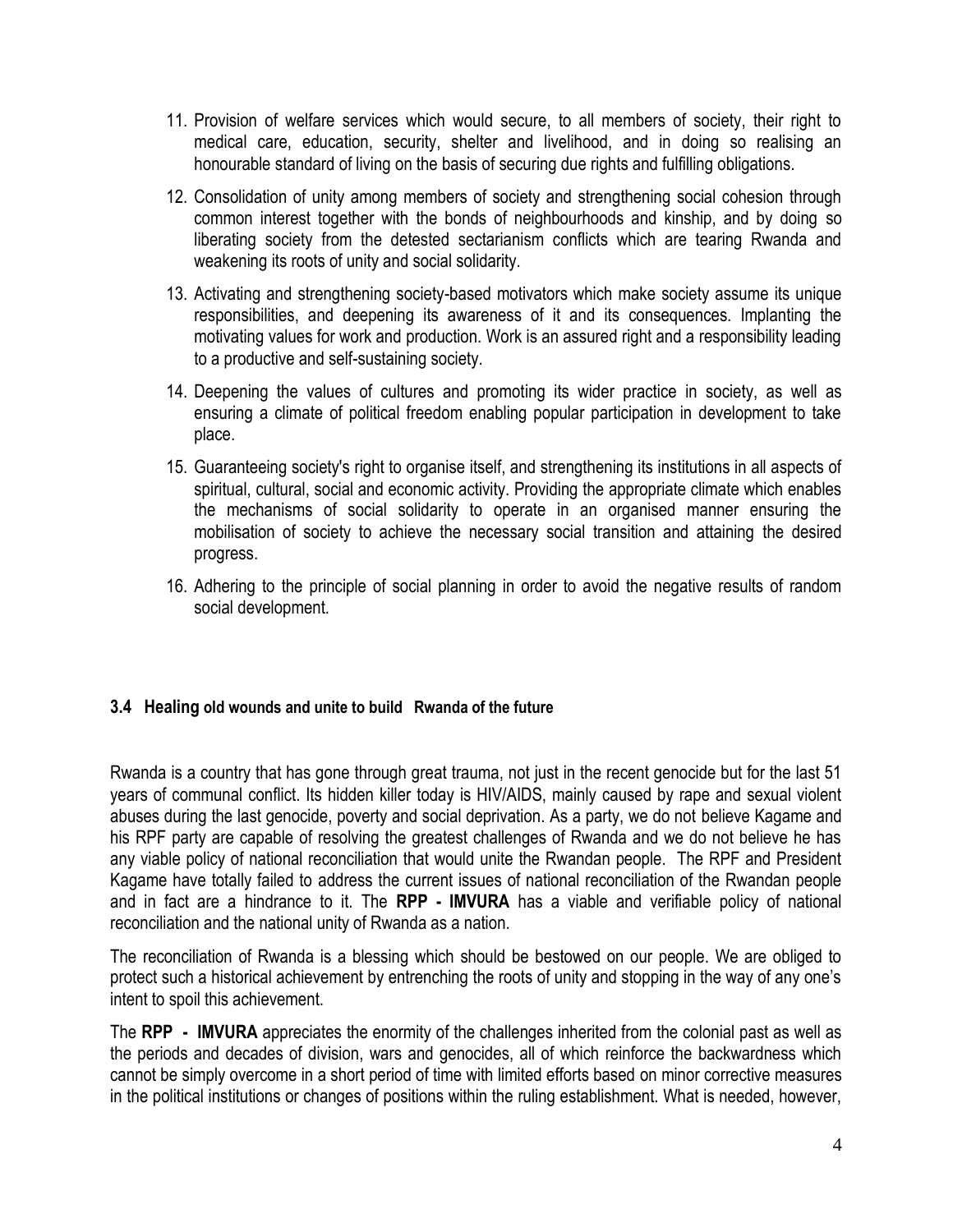11. Provision of welfare services which would secure, to all members of society, their right to medical care, education, security, shelter and livelihood, and in doing so realising an honourable standard of living on the basis of securing due rights and fulfilling obligations.

12. Consolidation of unity among members of society and strengthening social cohesion through common interest together with the bonds of neighbourhoods and kinship, and by doing so liberating society from the detested sectarianism conflicts which are tearing Rwanda and weakening its roots of unity and social solidarity.

13. Activating and strengthening society-based motivators which make society assume its unique responsibilities, and deepening its awareness of it and its consequences. Implanting the motivating values for work and production. Work is an assured right and a responsibility leading to a productive and self-sustaining society.

14. Deepening the values of cultures and promoting its wider practice in society, as well as ensuring a climate of political freedom enabling popular participation in development to take place.

15. Guaranteeing society's right to organise itself, and strengthening its institutions in all aspects of spiritual, cultural, social and economic activity. Providing the appropriate climate which enables the mechanisms of social solidarity to operate in an organised manner ensuring the mobilisation of society to achieve the necessary social transition and attaining the desired progress.

16. Adhering to the principle of social planning in order to avoid the negative results of random social development.

### 3.4 Healing old wounds and unite to build Rwanda of the future

Rwanda is a country that has gone through great trauma, not just in the recent genocide but for the last 51 years of communal conflict. Its hidden killer today is HIV/AIDS, mainly caused by rape and sexual violent abuses during the last genocide, poverty and social deprivation. As a party, we do not believe Kagame and his RPF party are capable of resolving the greatest challenges of Rwanda and we do not believe he has any viable policy of national reconciliation that would unite the Rwandan people. The RPF and President Kagame have totally failed to address the current issues of national reconciliation of the Rwandan people and in fact are a hindrance to it. The **RPP - IMVURA** has a viable and verifiable policy of national reconciliation and the national unity of Rwanda as a nation.

The reconciliation of Rwanda is a blessing which should be bestowed on our people. We are obliged to protect such a historical achievement by entrenching the roots of unity and stopping in the way of any one's intent to spoil this achievement.

The **RPP - IMVURA** appreciates the enormity of the challenges inherited from the colonial past as well as the periods and decades of division, wars and genocides, all of which reinforce the backwardness which cannot be simply overcome in a short period of time with limited efforts based on minor corrective measures in the political institutions or changes of positions within the ruling establishment. What is needed, however,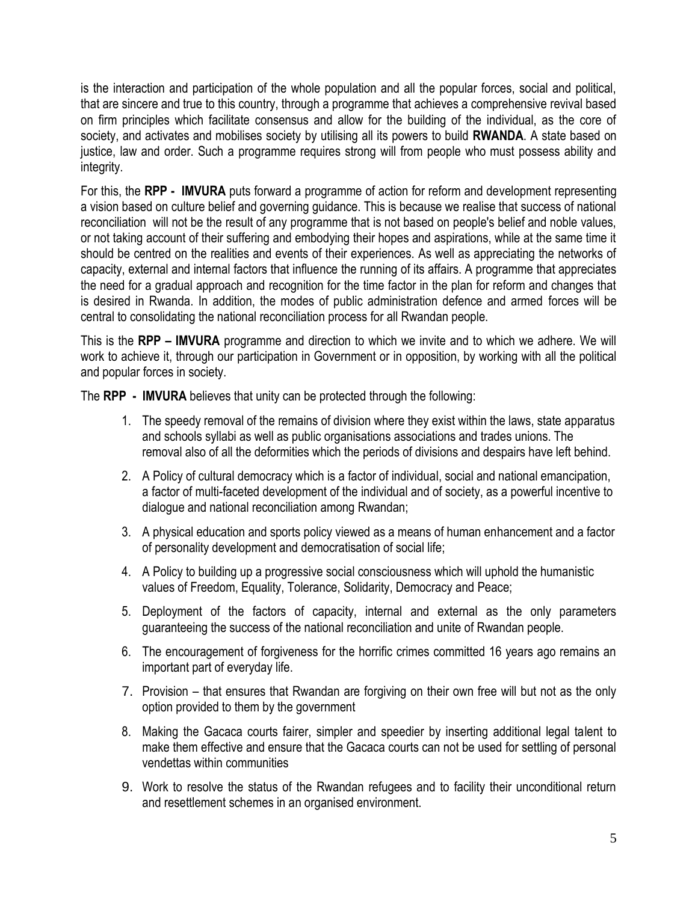is the interaction and participation of the whole population and all the popular forces, social and political, that are sincere and true to this country, through a programme that achieves a comprehensive revival based on firm principles which facilitate consensus and allow for the building of the individual, as the core of society, and activates and mobilises society by utilising all its powers to build **RWANDA**. A state based on justice, law and order. Such a programme requires strong will from people who must possess ability and integrity.

For this, the **RPP - IMVURA** puts forward a programme of action for reform and development representing a vision based on culture belief and governing guidance. This is because we realise that success of national reconciliation will not be the result of any programme that is not based on people's belief and noble values, or not taking account of their suffering and embodying their hopes and aspirations, while at the same time it should be centred on the realities and events of their experiences. As well as appreciating the networks of capacity, external and internal factors that influence the running of its affairs. A programme that appreciates the need for a gradual approach and recognition for the time factor in the plan for reform and changes that is desired in Rwanda. In addition, the modes of public administration defence and armed forces will be central to consolidating the national reconciliation process for all Rwandan people.

This is the **RPP – IMVURA** programme and direction to which we invite and to which we adhere. We will work to achieve it, through our participation in Government or in opposition, by working with all the political and popular forces in society.

The **RPP - IMVURA** believes that unity can be protected through the following:

1. The speedy removal of the remains of division where they exist within the laws, state apparatus and schools syllabi as well as public organisations associations and trades unions. The removal also of all the deformities which the periods of divisions and despairs have left behind.
2. A Policy of cultural democracy which is a factor of individual, social and national emancipation, a factor of multi-faceted development of the individual and of society, as a powerful incentive to dialogue and national reconciliation among Rwandan;
3. A physical education and sports policy viewed as a means of human enhancement and a factor of personality development and democratisation of social life;
4. A Policy to building up a progressive social consciousness which will uphold the humanistic values of Freedom, Equality, Tolerance, Solidarity, Democracy and Peace;
5. Deployment of the factors of capacity, internal and external as the only parameters guaranteeing the success of the national reconciliation and unite of Rwandan people.
6. The encouragement of forgiveness for the horrific crimes committed 16 years ago remains an important part of everyday life.
7. Provision – that ensures that Rwandan are forgiving on their own free will but not as the only option provided to them by the government
8. Making the Gacaca courts fairer, simpler and speedier by inserting additional legal talent to make them effective and ensure that the Gacaca courts can not be used for settling of personal vendettas within communities
9. Work to resolve the status of the Rwandan refugees and to facility their unconditional return and resettlement schemes in an organised environment.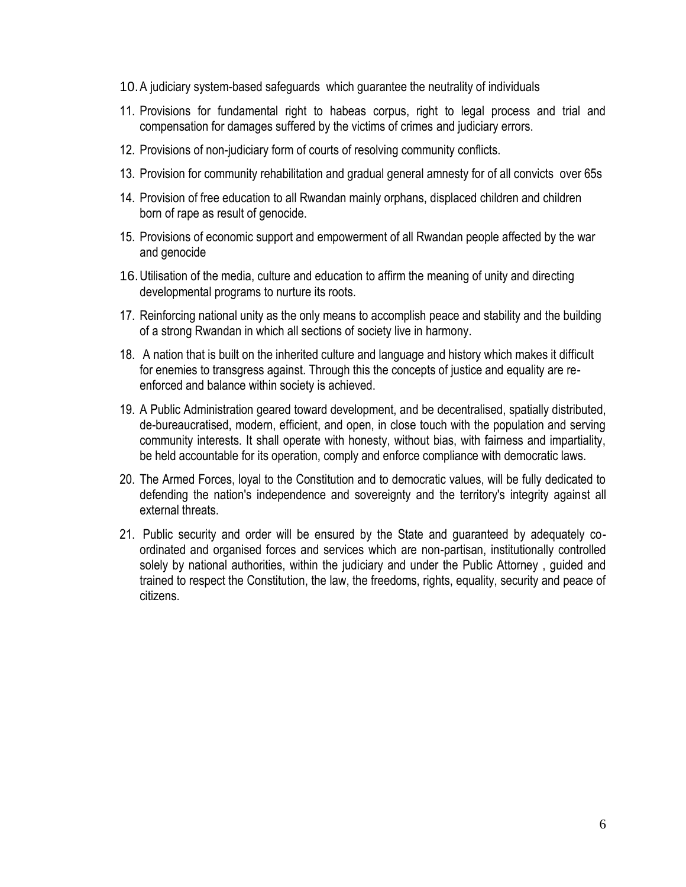10. A judiciary system-based safeguards which guarantee the neutrality of individuals
11. Provisions for fundamental right to habeas corpus, right to legal process and trial and compensation for damages suffered by the victims of crimes and judiciary errors.
12. Provisions of non-judiciary form of courts of resolving community conflicts.
13. Provision for community rehabilitation and gradual general amnesty for of all convicts over 65s
14. Provision of free education to all Rwandan mainly orphans, displaced children and children born of rape as result of genocide.
15. Provisions of economic support and empowerment of all Rwandan people affected by the war and genocide
16. Utilisation of the media, culture and education to affirm the meaning of unity and directing developmental programs to nurture its roots.
17. Reinforcing national unity as the only means to accomplish peace and stability and the building of a strong Rwandan in which all sections of society live in harmony.
18. A nation that is built on the inherited culture and language and history which makes it difficult for enemies to transgress against. Through this the concepts of justice and equality are re-enforced and balance within society is achieved.
19. A Public Administration geared toward development, and be decentralised, spatially distributed, de-bureaucratised, modern, efficient, and open, in close touch with the population and serving community interests. It shall operate with honesty, without bias, with fairness and impartiality, be held accountable for its operation, comply and enforce compliance with democratic laws.
20. The Armed Forces, loyal to the Constitution and to democratic values, will be fully dedicated to defending the nation's independence and sovereignty and the territory's integrity against all external threats.
21. Public security and order will be ensured by the State and guaranteed by adequately co-ordinated and organised forces and services which are non-partisan, institutionally controlled solely by national authorities, within the judiciary and under the Public Attorney , guided and trained to respect the Constitution, the law, the freedoms, rights, equality, security and peace of citizens.